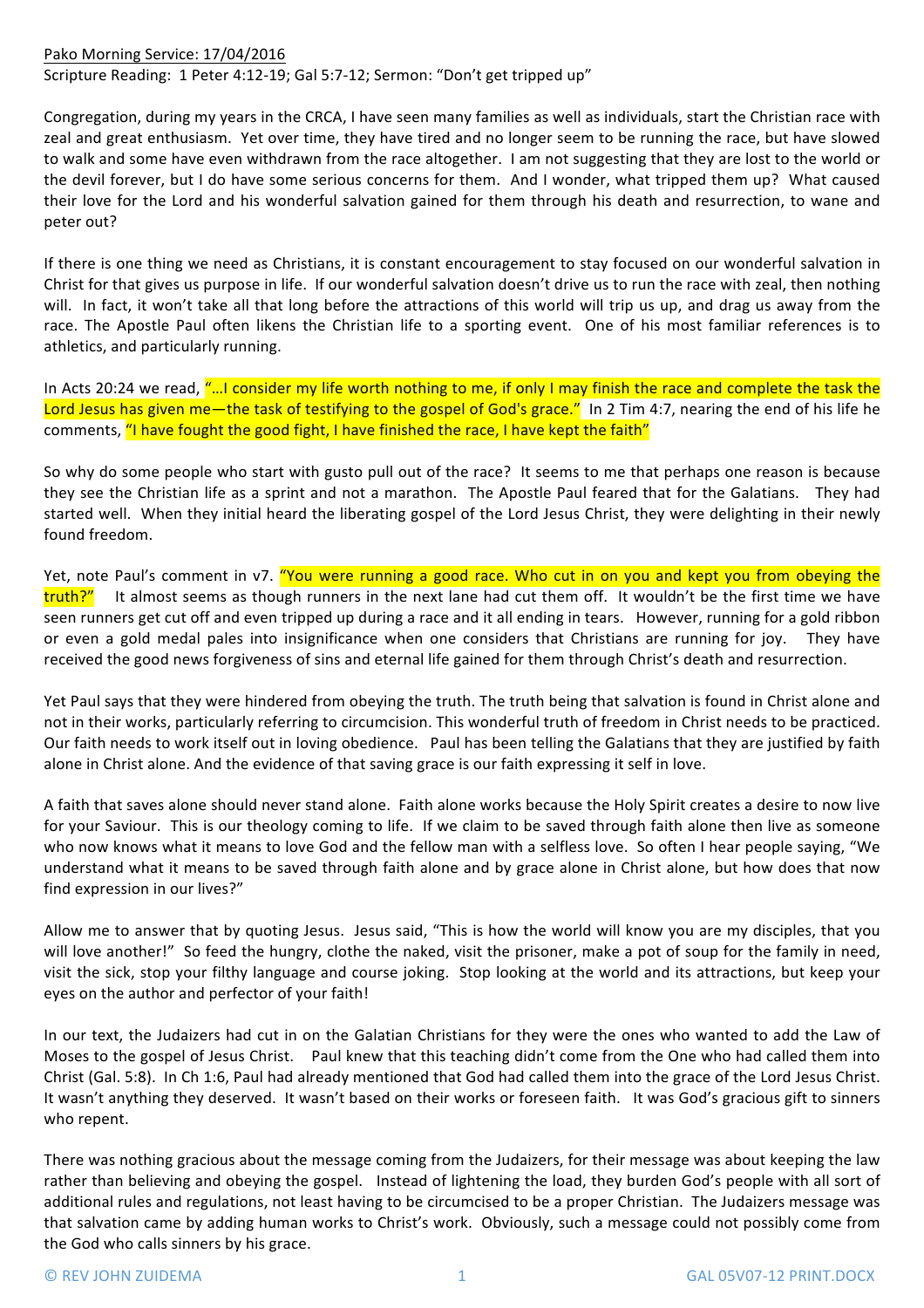Pako Morning Service: 17/04/2016

Scripture Reading: 1 Peter 4:12-19; Gal 5:7-12; Sermon: "Don't get tripped up"

Congregation, during my years in the CRCA, I have seen many families as well as individuals, start the Christian race with zeal and great enthusiasm. Yet over time, they have tired and no longer seem to be running the race, but have slowed to walk and some have even withdrawn from the race altogether. I am not suggesting that they are lost to the world or the devil forever, but I do have some serious concerns for them. And I wonder, what tripped them up? What caused their love for the Lord and his wonderful salvation gained for them through his death and resurrection, to wane and peter out?

If there is one thing we need as Christians, it is constant encouragement to stay focused on our wonderful salvation in Christ for that gives us purpose in life. If our wonderful salvation doesn't drive us to run the race with zeal, then nothing will. In fact, it won't take all that long before the attractions of this world will trip us up, and drag us away from the race. The Apostle Paul often likens the Christian life to a sporting event. One of his most familiar references is to athletics, and particularly running.

In Acts 20:24 we read, "…I consider my life worth nothing to me, if only I may finish the race and complete the task the Lord Jesus has given me—the task of testifying to the gospel of God's grace." In 2 Tim 4:7, nearing the end of his life he comments, "I have fought the good fight, I have finished the race, I have kept the faith"

So why do some people who start with gusto pull out of the race? It seems to me that perhaps one reason is because they see the Christian life as a sprint and not a marathon. The Apostle Paul feared that for the Galatians. They had started well. When they initial heard the liberating gospel of the Lord Jesus Christ, they were delighting in their newly found freedom.

Yet, note Paul's comment in v7. "You were running a good race. Who cut in on you and kept you from obeying the truth?" It almost seems as though runners in the next lane had cut them off. It wouldn't be the first time we have seen runners get cut off and even tripped up during a race and it all ending in tears. However, running for a gold ribbon or even a gold medal pales into insignificance when one considers that Christians are running for joy. They have received the good news forgiveness of sins and eternal life gained for them through Christ's death and resurrection.

Yet Paul says that they were hindered from obeying the truth. The truth being that salvation is found in Christ alone and not in their works, particularly referring to circumcision. This wonderful truth of freedom in Christ needs to be practiced. Our faith needs to work itself out in loving obedience. Paul has been telling the Galatians that they are justified by faith alone in Christ alone. And the evidence of that saving grace is our faith expressing it self in love.

A faith that saves alone should never stand alone. Faith alone works because the Holy Spirit creates a desire to now live for your Saviour. This is our theology coming to life. If we claim to be saved through faith alone then live as someone who now knows what it means to love God and the fellow man with a selfless love. So often I hear people saying, "We understand what it means to be saved through faith alone and by grace alone in Christ alone, but how does that now find expression in our lives?"

Allow me to answer that by quoting Jesus. Jesus said, "This is how the world will know you are my disciples, that you will love another!" So feed the hungry, clothe the naked, visit the prisoner, make a pot of soup for the family in need, visit the sick, stop your filthy language and course joking. Stop looking at the world and its attractions, but keep your eyes on the author and perfector of your faith!

In our text, the Judaizers had cut in on the Galatian Christians for they were the ones who wanted to add the Law of Moses to the gospel of Jesus Christ. Paul knew that this teaching didn't come from the One who had called them into Christ (Gal. 5:8). In Ch 1:6, Paul had already mentioned that God had called them into the grace of the Lord Jesus Christ. It wasn't anything they deserved. It wasn't based on their works or foreseen faith. It was God's gracious gift to sinners who repent.

There was nothing gracious about the message coming from the Judaizers, for their message was about keeping the law rather than believing and obeying the gospel. Instead of lightening the load, they burden God's people with all sort of additional rules and regulations, not least having to be circumcised to be a proper Christian. The Judaizers message was that salvation came by adding human works to Christ's work. Obviously, such a message could not possibly come from the God who calls sinners by his grace.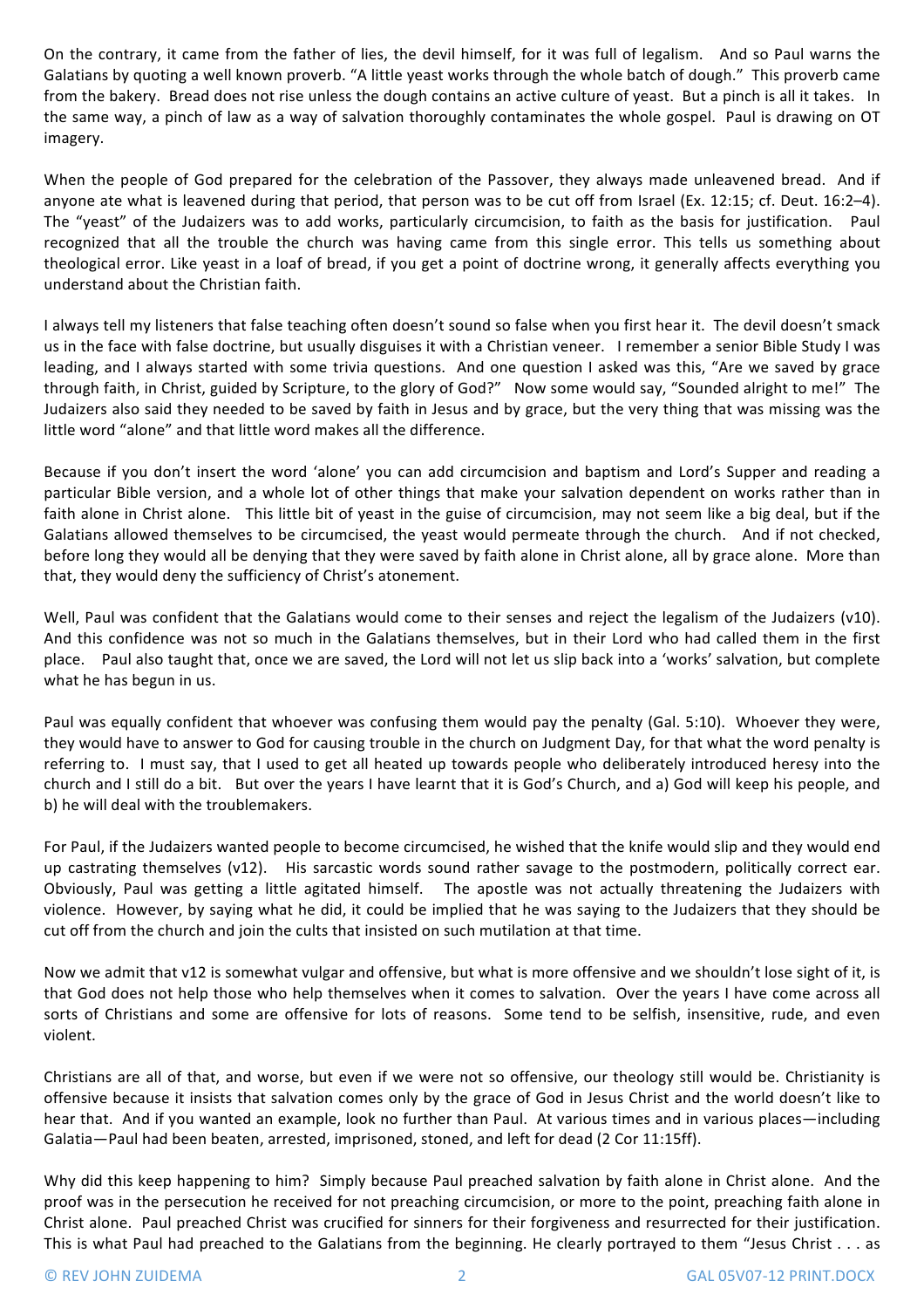On the contrary, it came from the father of lies, the devil himself, for it was full of legalism. And so Paul warns the Galatians by quoting a well known proverb. "A little yeast works through the whole batch of dough." This proverb came from the bakery. Bread does not rise unless the dough contains an active culture of yeast. But a pinch is all it takes. In the same way, a pinch of law as a way of salvation thoroughly contaminates the whole gospel. Paul is drawing on OT imagery.

When the people of God prepared for the celebration of the Passover, they always made unleavened bread. And if anyone ate what is leavened during that period, that person was to be cut off from Israel (Ex. 12:15; cf. Deut. 16:2–4). The "yeast" of the Judaizers was to add works, particularly circumcision, to faith as the basis for justification. Paul recognized that all the trouble the church was having came from this single error. This tells us something about theological error. Like yeast in a loaf of bread, if you get a point of doctrine wrong, it generally affects everything you understand about the Christian faith.

I always tell my listeners that false teaching often doesn't sound so false when you first hear it. The devil doesn't smack us in the face with false doctrine, but usually disguises it with a Christian veneer. I remember a senior Bible Study I was leading, and I always started with some trivia questions. And one question I asked was this, "Are we saved by grace through faith, in Christ, guided by Scripture, to the glory of God?" Now some would say, "Sounded alright to me!" The Judaizers also said they needed to be saved by faith in Jesus and by grace, but the very thing that was missing was the little word "alone" and that little word makes all the difference.

Because if you don't insert the word 'alone' you can add circumcision and baptism and Lord's Supper and reading a particular Bible version, and a whole lot of other things that make your salvation dependent on works rather than in faith alone in Christ alone. This little bit of yeast in the guise of circumcision, may not seem like a big deal, but if the Galatians allowed themselves to be circumcised, the yeast would permeate through the church. And if not checked, before long they would all be denying that they were saved by faith alone in Christ alone, all by grace alone. More than that, they would deny the sufficiency of Christ's atonement.

Well, Paul was confident that the Galatians would come to their senses and reject the legalism of the Judaizers (v10). And this confidence was not so much in the Galatians themselves, but in their Lord who had called them in the first place. Paul also taught that, once we are saved, the Lord will not let us slip back into a 'works' salvation, but complete what he has begun in us.

Paul was equally confident that whoever was confusing them would pay the penalty (Gal. 5:10). Whoever they were, they would have to answer to God for causing trouble in the church on Judgment Day, for that what the word penalty is referring to. I must say, that I used to get all heated up towards people who deliberately introduced heresy into the church and I still do a bit. But over the years I have learnt that it is God's Church, and a) God will keep his people, and b) he will deal with the troublemakers.

For Paul, if the Judaizers wanted people to become circumcised, he wished that the knife would slip and they would end up castrating themselves (v12). His sarcastic words sound rather savage to the postmodern, politically correct ear. Obviously, Paul was getting a little agitated himself. The apostle was not actually threatening the Judaizers with violence. However, by saying what he did, it could be implied that he was saying to the Judaizers that they should be cut off from the church and join the cults that insisted on such mutilation at that time.

Now we admit that v12 is somewhat vulgar and offensive, but what is more offensive and we shouldn't lose sight of it, is that God does not help those who help themselves when it comes to salvation. Over the years I have come across all sorts of Christians and some are offensive for lots of reasons. Some tend to be selfish, insensitive, rude, and even violent.

Christians are all of that, and worse, but even if we were not so offensive, our theology still would be. Christianity is offensive because it insists that salvation comes only by the grace of God in Jesus Christ and the world doesn't like to hear that. And if you wanted an example, look no further than Paul. At various times and in various places—including Galatia—Paul had been beaten, arrested, imprisoned, stoned, and left for dead (2 Cor 11:15ff).

Why did this keep happening to him? Simply because Paul preached salvation by faith alone in Christ alone. And the proof was in the persecution he received for not preaching circumcision, or more to the point, preaching faith alone in Christ alone. Paul preached Christ was crucified for sinners for their forgiveness and resurrected for their justification. This is what Paul had preached to the Galatians from the beginning. He clearly portrayed to them "Jesus Christ . . . as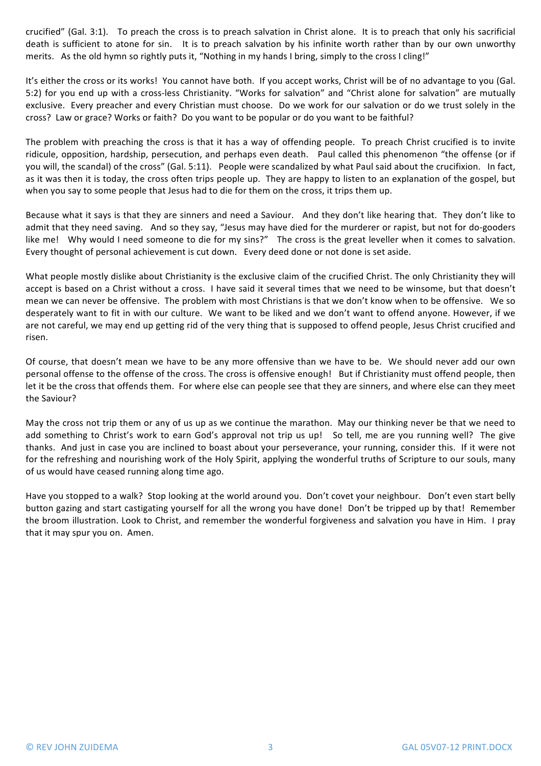crucified" (Gal. 3:1). To preach the cross is to preach salvation in Christ alone. It is to preach that only his sacrificial death is sufficient to atone for sin. It is to preach salvation by his infinite worth rather than by our own unworthy merits. As the old hymn so rightly puts it, "Nothing in my hands I bring, simply to the cross I cling!"

It's either the cross or its works! You cannot have both. If you accept works, Christ will be of no advantage to you (Gal. 5:2) for you end up with a cross-less Christianity. "Works for salvation" and "Christ alone for salvation" are mutually exclusive. Every preacher and every Christian must choose. Do we work for our salvation or do we trust solely in the cross? Law or grace? Works or faith? Do you want to be popular or do you want to be faithful?

The problem with preaching the cross is that it has a way of offending people. To preach Christ crucified is to invite ridicule, opposition, hardship, persecution, and perhaps even death. Paul called this phenomenon "the offense (or if you will, the scandal) of the cross" (Gal. 5:11). People were scandalized by what Paul said about the crucifixion. In fact, as it was then it is today, the cross often trips people up. They are happy to listen to an explanation of the gospel, but when you say to some people that Jesus had to die for them on the cross, it trips them up.

Because what it says is that they are sinners and need a Saviour. And they don't like hearing that. They don't like to admit that they need saving. And so they say, "Jesus may have died for the murderer or rapist, but not for do-gooders like me! Why would I need someone to die for my sins?" The cross is the great leveller when it comes to salvation. Every thought of personal achievement is cut down. Every deed done or not done is set aside.

What people mostly dislike about Christianity is the exclusive claim of the crucified Christ. The only Christianity they will accept is based on a Christ without a cross. I have said it several times that we need to be winsome, but that doesn't mean we can never be offensive. The problem with most Christians is that we don't know when to be offensive. We so desperately want to fit in with our culture. We want to be liked and we don't want to offend anyone. However, if we are not careful, we may end up getting rid of the very thing that is supposed to offend people, Jesus Christ crucified and risen.

Of course, that doesn't mean we have to be any more offensive than we have to be. We should never add our own personal offense to the offense of the cross. The cross is offensive enough! But if Christianity must offend people, then let it be the cross that offends them. For where else can people see that they are sinners, and where else can they meet the Saviour?

May the cross not trip them or any of us up as we continue the marathon. May our thinking never be that we need to add something to Christ's work to earn God's approval not trip us up! So tell, me are you running well? The give thanks. And just in case you are inclined to boast about your perseverance, your running, consider this. If it were not for the refreshing and nourishing work of the Holy Spirit, applying the wonderful truths of Scripture to our souls, many of us would have ceased running along time ago.

Have you stopped to a walk? Stop looking at the world around you. Don't covet your neighbour. Don't even start belly button gazing and start castigating yourself for all the wrong you have done! Don't be tripped up by that! Remember the broom illustration. Look to Christ, and remember the wonderful forgiveness and salvation you have in Him. I pray that it may spur you on. Amen.